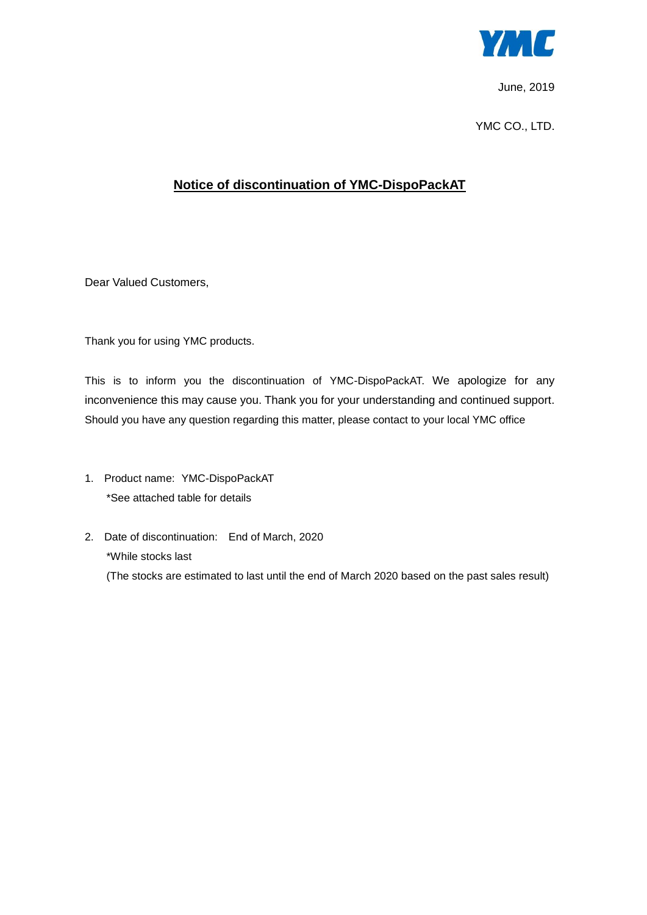YMC

June, 2019

YMC CO., LTD.

# Notice of discontinuation of YMC-DispoPackAT

Dear Valued Customers,

Thank you for using YMC products.

This is to inform you the discontinuation of YMC-DispoPackAT. We apologize for any inconvenience this may cause you. Thank you for your understanding and continued support. Should you have any question regarding this matter, please contact to your local YMC office

1. Product name: YMC-DispoPackAT
   *See attached table for details

2. Date of discontinuation: End of March, 2020
   *While stocks last
   (The stocks are estimated to last until the end of March 2020 based on the past sales result)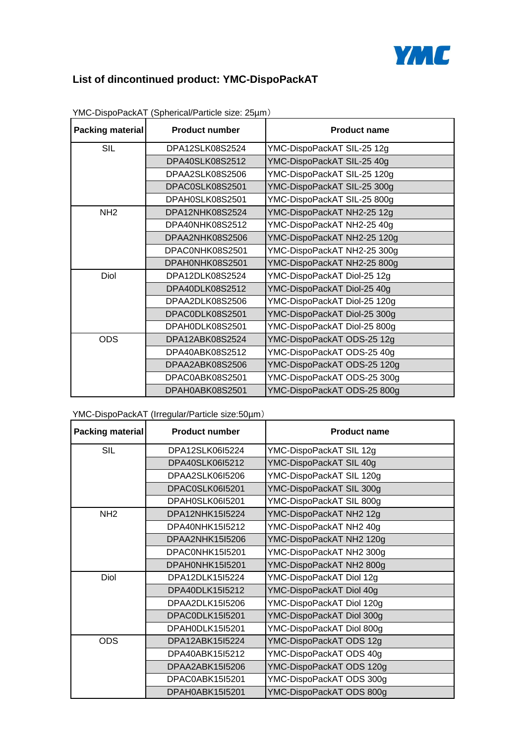## List of dincontinued product: YMC-DispoPackAT

YMC-DispoPackAT (Spherical/Particle size: 25μm）

| Packing material | Product number | Product name |
|---|---|---|
| SIL | DPA12SLK08S2524 | YMC-DispoPackAT SIL-25 12g |
| | DPA40SLK08S2512 | YMC-DispoPackAT SIL-25 40g |
| | DPAA2SLK08S2506 | YMC-DispoPackAT SIL-25 120g |
| | DPAC0SLK08S2501 | YMC-DispoPackAT SIL-25 300g |
| | DPAH0SLK08S2501 | YMC-DispoPackAT SIL-25 800g |
| NH2 | DPA12NHK08S2524 | YMC-DispoPackAT NH2-25 12g |
| | DPA40NHK08S2512 | YMC-DispoPackAT NH2-25 40g |
| | DPAA2NHK08S2506 | YMC-DispoPackAT NH2-25 120g |
| | DPAC0NHK08S2501 | YMC-DispoPackAT NH2-25 300g |
| | DPAH0NHK08S2501 | YMC-DispoPackAT NH2-25 800g |
| Diol | DPA12DLK08S2524 | YMC-DispoPackAT Diol-25 12g |
| | DPA40DLK08S2512 | YMC-DispoPackAT Diol-25 40g |
| | DPAA2DLK08S2506 | YMC-DispoPackAT Diol-25 120g |
| | DPAC0DLK08S2501 | YMC-DispoPackAT Diol-25 300g |
| | DPAH0DLK08S2501 | YMC-DispoPackAT Diol-25 800g |
| ODS | DPA12ABK08S2524 | YMC-DispoPackAT ODS-25 12g |
| | DPA40ABK08S2512 | YMC-DispoPackAT ODS-25 40g |
| | DPAA2ABK08S2506 | YMC-DispoPackAT ODS-25 120g |
| | DPAC0ABK08S2501 | YMC-DispoPackAT ODS-25 300g |
| | DPAH0ABK08S2501 | YMC-DispoPackAT ODS-25 800g |

YMC-DispoPackAT (Irregular/Particle size:50μm）

| Packing material | Product number | Product name |
|---|---|---|
| SIL | DPA12SLK06I5224 | YMC-DispoPackAT SIL 12g |
| | DPA40SLK06I5212 | YMC-DispoPackAT SIL 40g |
| | DPAA2SLK06I5206 | YMC-DispoPackAT SIL 120g |
| | DPAC0SLK06I5201 | YMC-DispoPackAT SIL 300g |
| | DPAH0SLK06I5201 | YMC-DispoPackAT SIL 800g |
| NH2 | DPA12NHK15I5224 | YMC-DispoPackAT NH2 12g |
| | DPA40NHK15I5212 | YMC-DispoPackAT NH2 40g |
| | DPAA2NHK15I5206 | YMC-DispoPackAT NH2 120g |
| | DPAC0NHK15I5201 | YMC-DispoPackAT NH2 300g |
| | DPAH0NHK15I5201 | YMC-DispoPackAT NH2 800g |
| Diol | DPA12DLK15I5224 | YMC-DispoPackAT Diol 12g |
| | DPA40DLK15I5212 | YMC-DispoPackAT Diol 40g |
| | DPAA2DLK15I5206 | YMC-DispoPackAT Diol 120g |
| | DPAC0DLK15I5201 | YMC-DispoPackAT Diol 300g |
| | DPAH0DLK15I5201 | YMC-DispoPackAT Diol 800g |
| ODS | DPA12ABK15I5224 | YMC-DispoPackAT ODS 12g |
| | DPA40ABK15I5212 | YMC-DispoPackAT ODS 40g |
| | DPAA2ABK15I5206 | YMC-DispoPackAT ODS 120g |
| | DPAC0ABK15I5201 | YMC-DispoPackAT ODS 300g |
| | DPAH0ABK15I5201 | YMC-DispoPackAT ODS 800g |